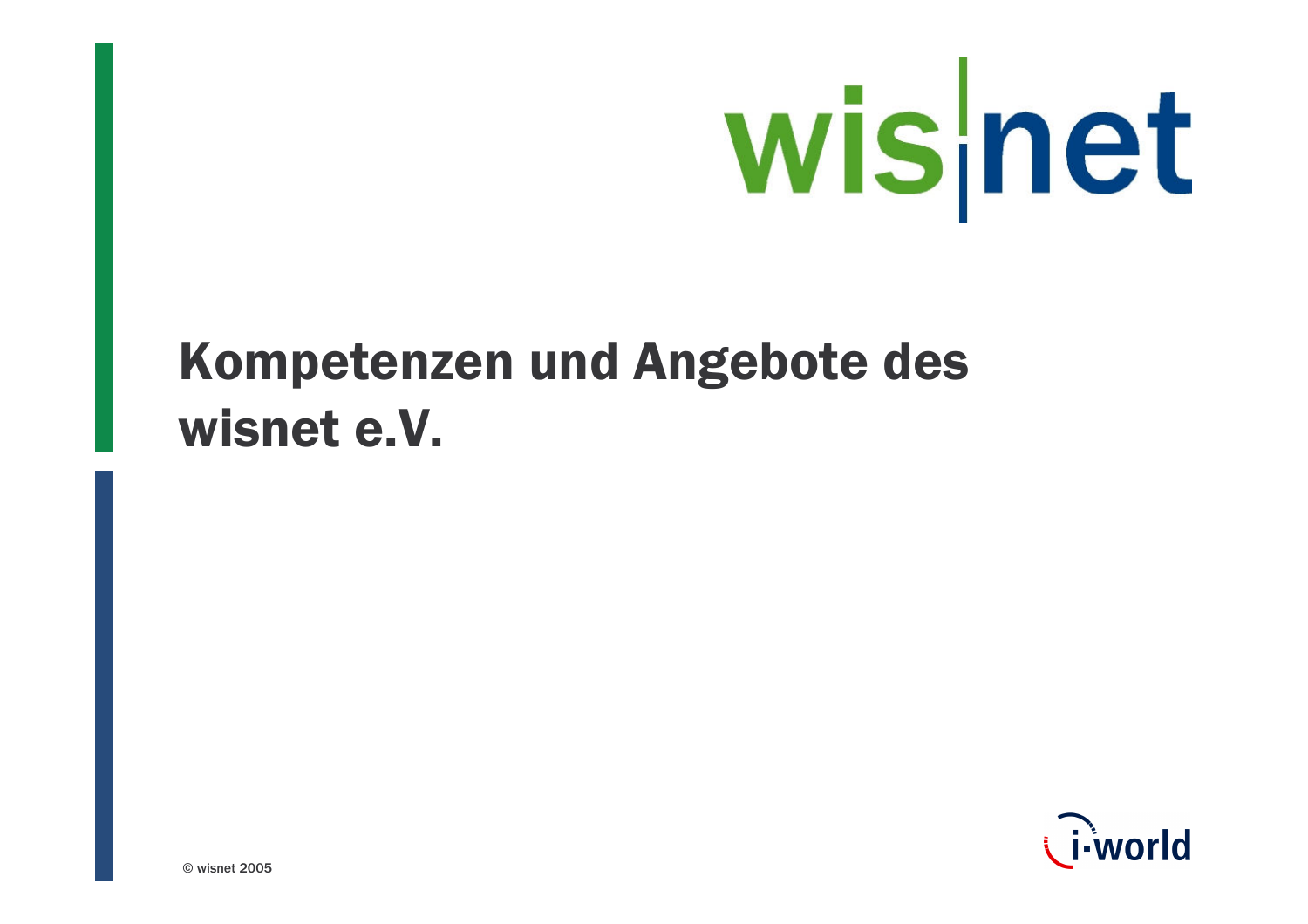wis|net

# Kompetenzen und Angebote des wisnet e.V.

© wisnet 2005

i-world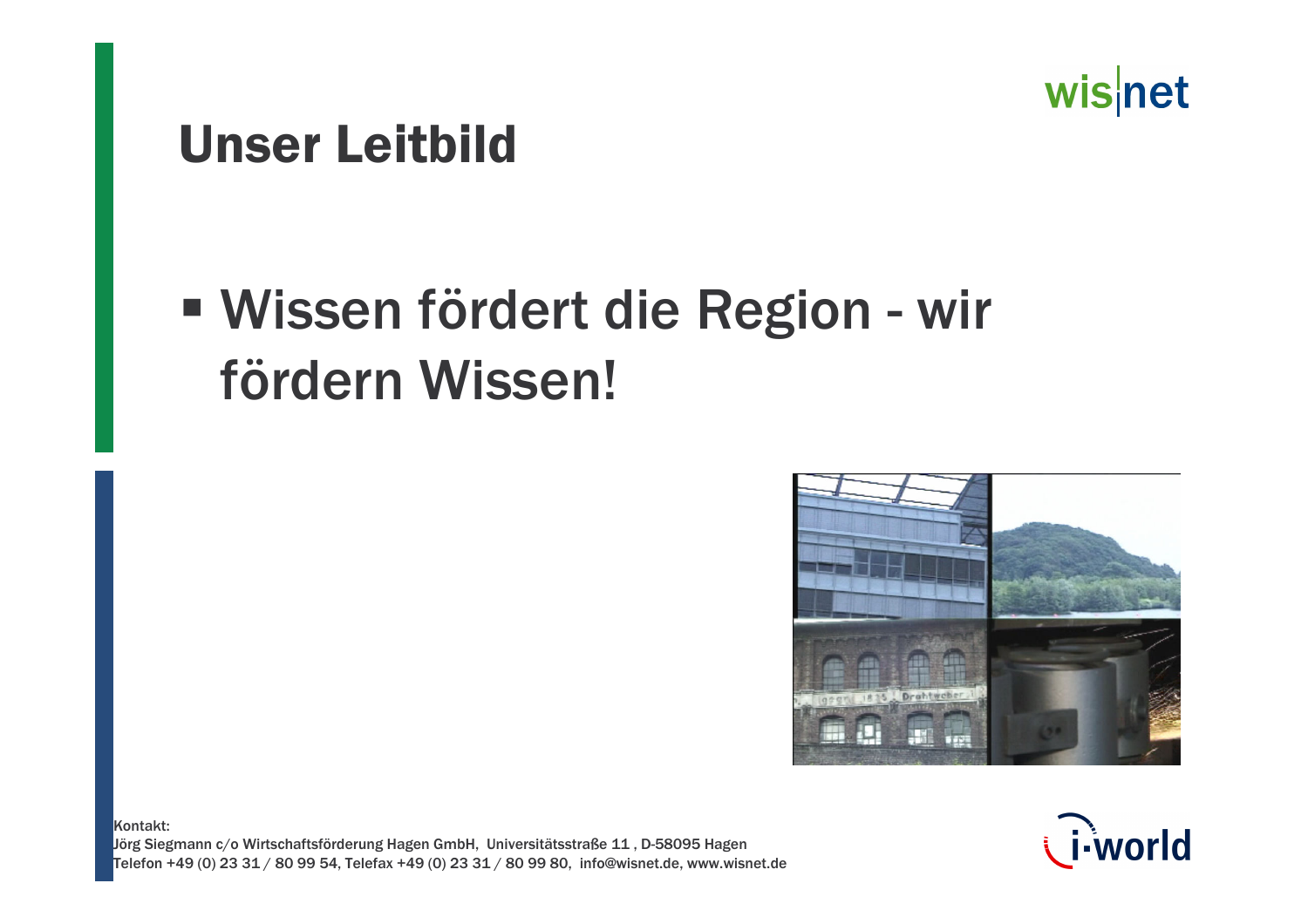# Unser Leitbild

- Wissen fördert die Region - wir fördern Wissen!

Kontakt:
Jörg Siegmann c/o Wirtschaftsförderung Hagen GmbH, Universitätsstraße 11 , D-58095 Hagen
Telefon +49 (0) 23 31 / 80 99 54, Telefax +49 (0) 23 31 / 80 99 80, info@wisnet.de, www.wisnet.de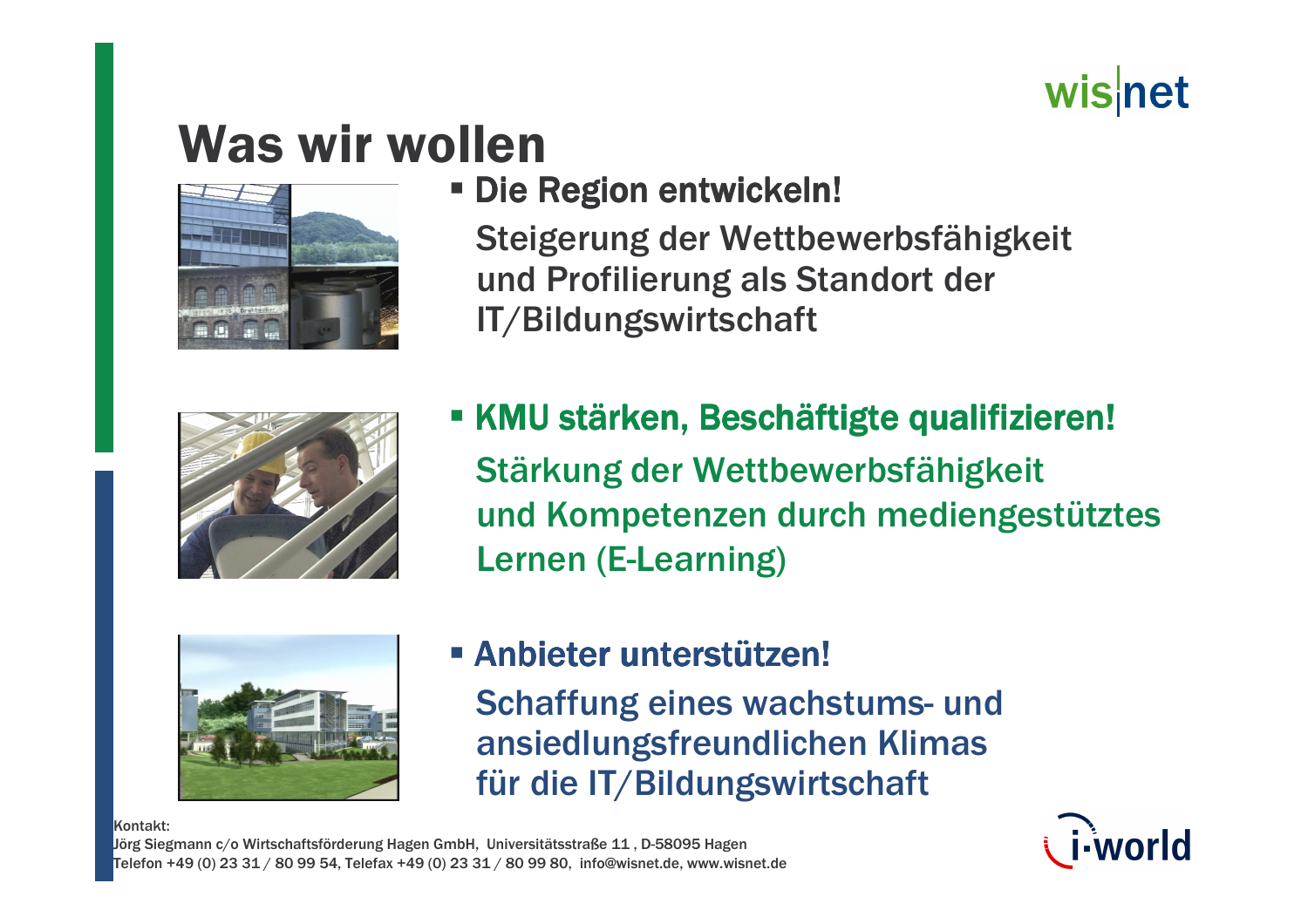# Was wir wollen

- **Die Region entwickeln!**

  Steigerung der Wettbewerbsfähigkeit und Profilierung als Standort der IT/Bildungswirtschaft

- **KMU stärken, Beschäftigte qualifizieren!**

  Stärkung der Wettbewerbsfähigkeit und Kompetenzen durch mediengestütztes Lernen (E-Learning)

- **Anbieter unterstützen!**

  Schaffung eines wachstums- und ansiedlungsfreundlichen Klimas für die IT/Bildungswirtschaft

Kontakt:
Jörg Siegmann c/o Wirtschaftsförderung Hagen GmbH, Universitätsstraße 11 , D-58095 Hagen
Telefon +49 (0) 23 31 / 80 99 54, Telefax +49 (0) 23 31 / 80 99 80, info@wisnet.de, www.wisnet.de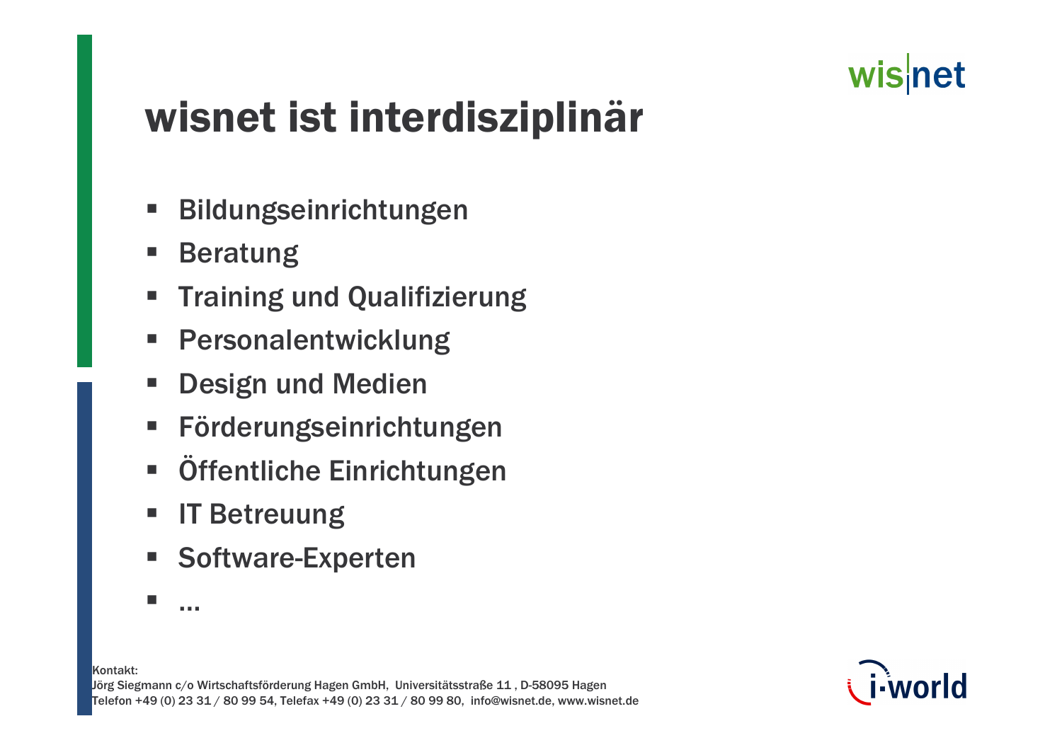# wisnet ist interdisziplinär

- Bildungseinrichtungen
- Beratung
- Training und Qualifizierung
- Personalentwicklung
- Design und Medien
- Förderungseinrichtungen
- Öffentliche Einrichtungen
- IT Betreuung
- Software-Experten
- …

Kontakt:
Jörg Siegmann c/o Wirtschaftsförderung Hagen GmbH, Universitätsstraße 11 , D-58095 Hagen
Telefon +49 (0) 23 31 / 80 99 54, Telefax +49 (0) 23 31 / 80 99 80, info@wisnet.de, www.wisnet.de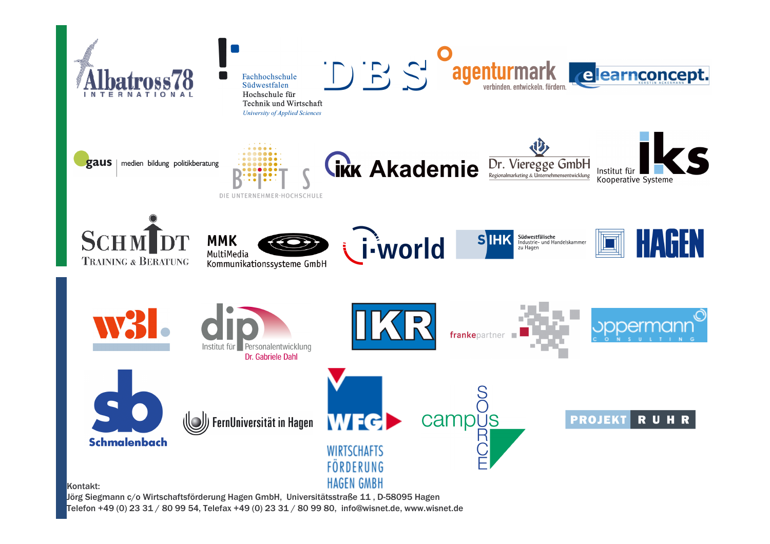Albatross78 INTERNATIONAL

Fachhochschule Südwestfalen
Hochschule für Technik und Wirtschaft
*University of Applied Sciences*

DBS

agenturmark
verbinden. entwickeln. fördern.

elearnconcept.
KERSTIN ACKERMANN

gaus | medien bildung politikberatung

BiTS
DIE UNTERNEHMER-HOCHSCHULE

IKK Akademie

Dr. Vieregge GmbH
Regionalmarketing & Unternehmensentwicklung

Institut für Kooperative Systeme
iks

SCHMIDT
TRAINING & BERATUNG

MMK
MultiMedia
Kommunikationssysteme GmbH

i-world

SIHK
Südwestfälische Industrie- und Handelskammer zu Hagen

HAGEN

w3l.

dip
Institut für Personalentwicklung
Dr. Gabriele Dahl

IKR

frankepartner

oppermann
CONSULTING

sb
Schmalenbach

FernUniversität in Hagen

WFG
WIRTSCHAFTSFÖRDERUNG HAGEN GMBH

campus SOURCE

PROJEKT RUHR

Kontakt:
Jörg Siegmann c/o Wirtschaftsförderung Hagen GmbH, Universitätsstraße 11 , D-58095 Hagen
Telefon +49 (0) 23 31 / 80 99 54, Telefax +49 (0) 23 31 / 80 99 80, info@wisnet.de, www.wisnet.de